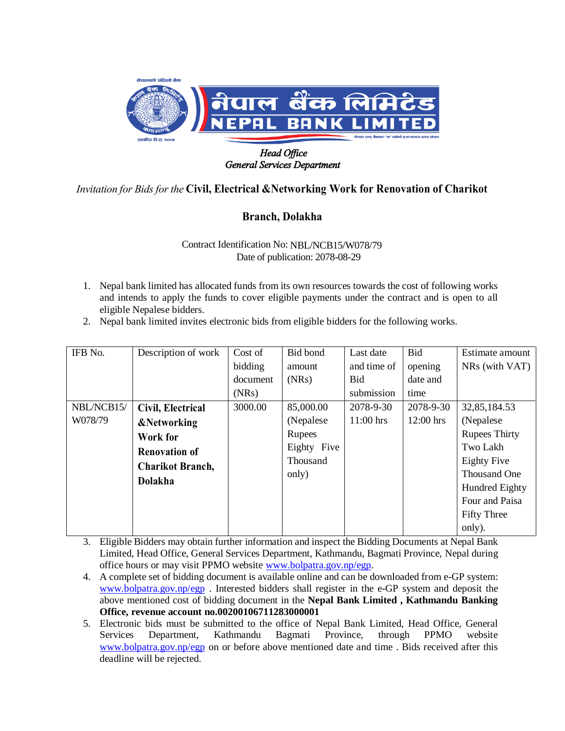नेपालको पहिलो बैंक

# नेपाल बैंक लिमिटेड
# NEPAL BANK LIMITED

*Head Office*
*General Services Department*

## *Invitation for Bids for the* Civil, Electrical &Networking Work for Renovation of Charikot Branch, Dolakha

Contract Identification No: NBL/NCB15/W078/79
Date of publication: 2078-08-29

1. Nepal bank limited has allocated funds from its own resources towards the cost of following works and intends to apply the funds to cover eligible payments under the contract and is open to all eligible Nepalese bidders.
2. Nepal bank limited invites electronic bids from eligible bidders for the following works.

| IFB No. | Description of work | Cost of bidding document (NRs) | Bid bond amount (NRs) | Last date and time of Bid submission | Bid opening date and time | Estimate amount NRs (with VAT) |
|---|---|---|---|---|---|---|
| NBL/NCB15/ W078/79 | **Civil, Electrical &Networking Work for Renovation of Charikot Branch, Dolakha** | 3000.00 | 85,000.00 (Nepalese Rupees Eighty Five Thousand only) | 2078-9-30 11:00 hrs | 2078-9-30 12:00 hrs | 32,85,184.53 (Nepalese Rupees Thirty Two Lakh Eighty Five Thousand One Hundred Eighty Four and Paisa Fifty Three only). |

3. Eligible Bidders may obtain further information and inspect the Bidding Documents at Nepal Bank Limited, Head Office, General Services Department, Kathmandu, Bagmati Province, Nepal during office hours or may visit PPMO website www.bolpatra.gov.np/egp.
4. A complete set of bidding document is available online and can be downloaded from e-GP system: www.bolpatra.gov.np/egp . Interested bidders shall register in the e-GP system and deposit the above mentioned cost of bidding document in the **Nepal Bank Limited , Kathmandu Banking Office, revenue account no.00200106711283000001**
5. Electronic bids must be submitted to the office of Nepal Bank Limited, Head Office, General Services Department, Kathmandu Bagmati Province, through PPMO website www.bolpatra.gov.np/egp on or before above mentioned date and time . Bids received after this deadline will be rejected.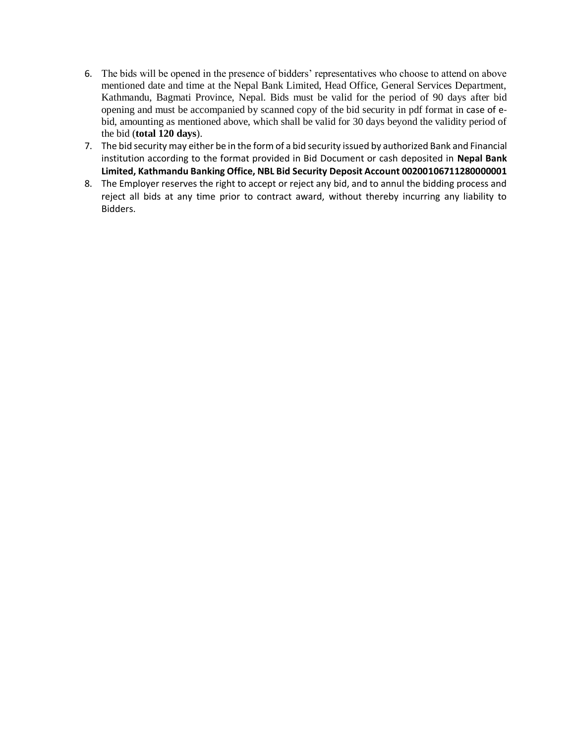6. The bids will be opened in the presence of bidders' representatives who choose to attend on above mentioned date and time at the Nepal Bank Limited, Head Office, General Services Department, Kathmandu, Bagmati Province, Nepal. Bids must be valid for the period of 90 days after bid opening and must be accompanied by scanned copy of the bid security in pdf format in case of e-bid, amounting as mentioned above, which shall be valid for 30 days beyond the validity period of the bid (**total 120 days**).
7. The bid security may either be in the form of a bid security issued by authorized Bank and Financial institution according to the format provided in Bid Document or cash deposited in **Nepal Bank Limited, Kathmandu Banking Office, NBL Bid Security Deposit Account 00200106711280000001**
8. The Employer reserves the right to accept or reject any bid, and to annul the bidding process and reject all bids at any time prior to contract award, without thereby incurring any liability to Bidders.